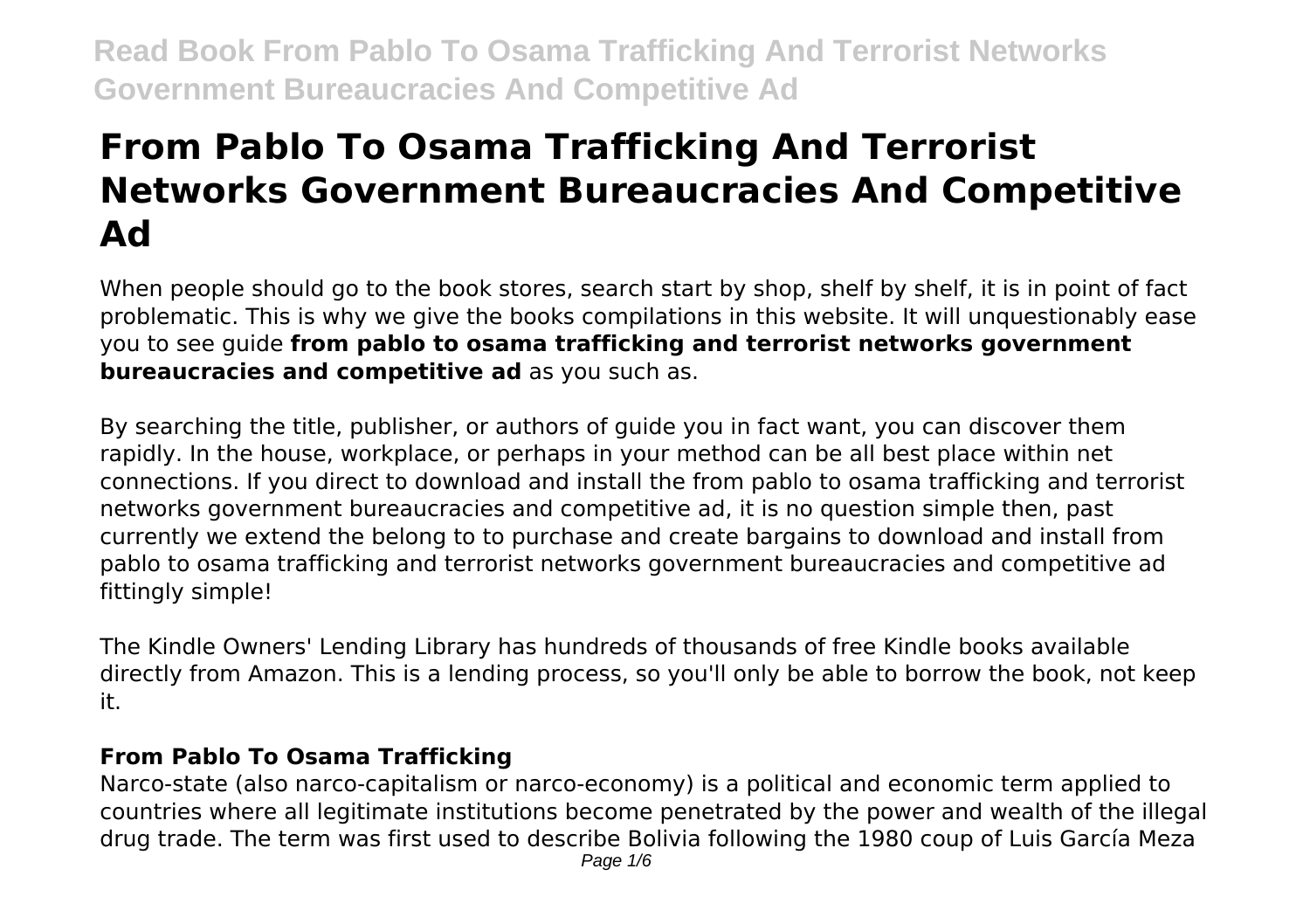# From Pablo To Osama Trafficking And Terrorist Networks Government Bureaucracies And Competitive Ad

When people should go to the book stores, search start by shop, shelf by shelf, it is in point of fact problematic. This is why we give the books compilations in this website. It will unquestionably ease you to see guide **from pablo to osama trafficking and terrorist networks government bureaucracies and competitive ad** as you such as.

By searching the title, publisher, or authors of guide you in fact want, you can discover them rapidly. In the house, workplace, or perhaps in your method can be all best place within net connections. If you direct to download and install the from pablo to osama trafficking and terrorist networks government bureaucracies and competitive ad, it is no question simple then, past currently we extend the belong to to purchase and create bargains to download and install from pablo to osama trafficking and terrorist networks government bureaucracies and competitive ad fittingly simple!

The Kindle Owners' Lending Library has hundreds of thousands of free Kindle books available directly from Amazon. This is a lending process, so you'll only be able to borrow the book, not keep it.

## From Pablo To Osama Trafficking

Narco-state (also narco-capitalism or narco-economy) is a political and economic term applied to countries where all legitimate institutions become penetrated by the power and wealth of the illegal drug trade. The term was first used to describe Bolivia following the 1980 coup of Luis García Meza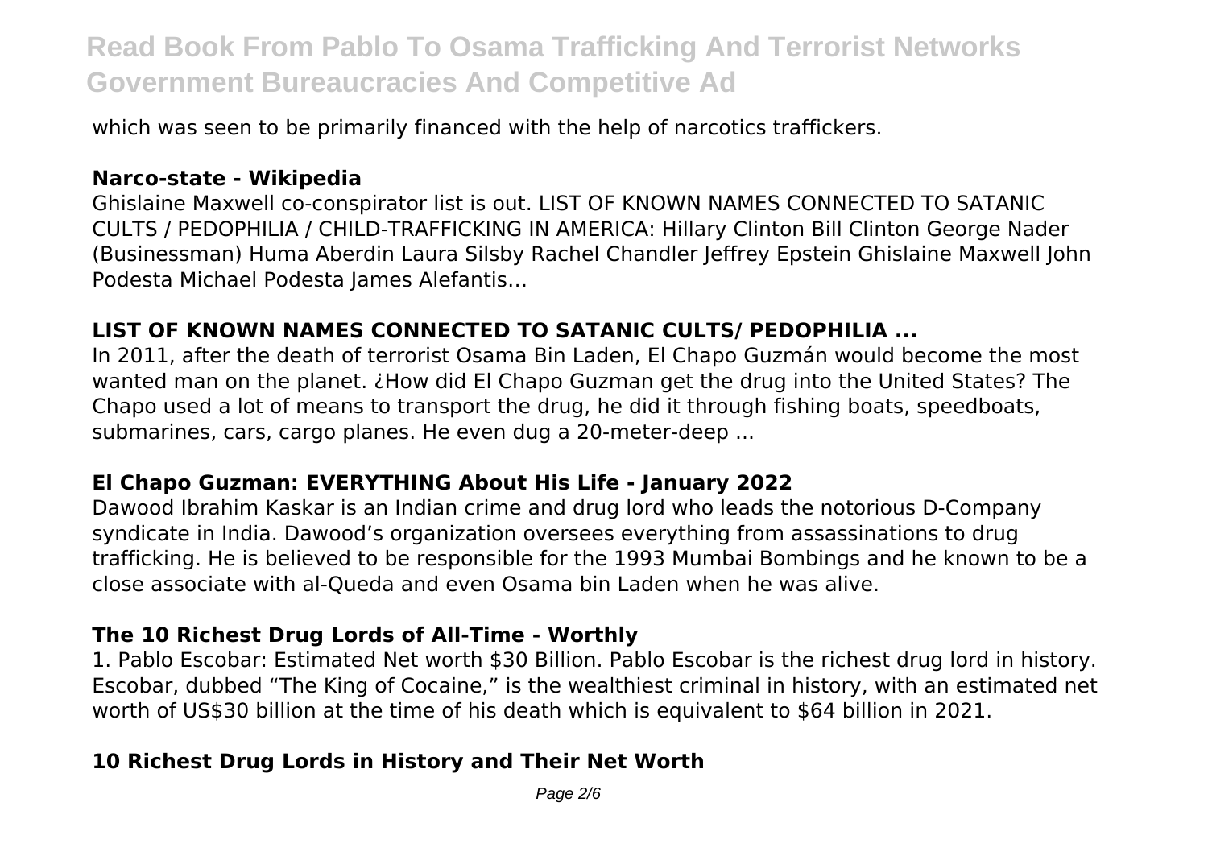which was seen to be primarily financed with the help of narcotics traffickers.

### Narco-state - Wikipedia

Ghislaine Maxwell co-conspirator list is out. LIST OF KNOWN NAMES CONNECTED TO SATANIC CULTS / PEDOPHILIA / CHILD-TRAFFICKING IN AMERICA: Hillary Clinton Bill Clinton George Nader (Businessman) Huma Aberdin Laura Silsby Rachel Chandler Jeffrey Epstein Ghislaine Maxwell John Podesta Michael Podesta James Alefantis…

### LIST OF KNOWN NAMES CONNECTED TO SATANIC CULTS/ PEDOPHILIA ...

In 2011, after the death of terrorist Osama Bin Laden, El Chapo Guzmán would become the most wanted man on the planet. ¿How did El Chapo Guzman get the drug into the United States? The Chapo used a lot of means to transport the drug, he did it through fishing boats, speedboats, submarines, cars, cargo planes. He even dug a 20-meter-deep ...

### El Chapo Guzman: EVERYTHING About His Life - January 2022

Dawood Ibrahim Kaskar is an Indian crime and drug lord who leads the notorious D-Company syndicate in India. Dawood's organization oversees everything from assassinations to drug trafficking. He is believed to be responsible for the 1993 Mumbai Bombings and he known to be a close associate with al-Queda and even Osama bin Laden when he was alive.

### The 10 Richest Drug Lords of All-Time - Worthly

1. Pablo Escobar: Estimated Net worth $30 Billion. Pablo Escobar is the richest drug lord in history. Escobar, dubbed "The King of Cocaine," is the wealthiest criminal in history, with an estimated net worth of US$30 billion at the time of his death which is equivalent to $64 billion in 2021.

### 10 Richest Drug Lords in History and Their Net Worth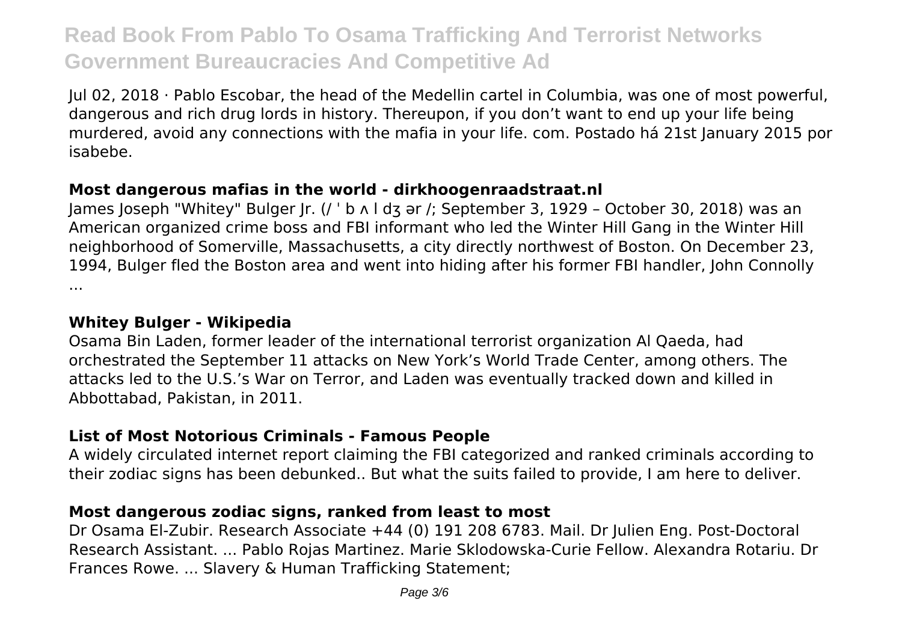Jul 02, 2018 · Pablo Escobar, the head of the Medellin cartel in Columbia, was one of most powerful, dangerous and rich drug lords in history. Thereupon, if you don't want to end up your life being murdered, avoid any connections with the mafia in your life. com. Postado há 21st January 2015 por isabebe.

### Most dangerous mafias in the world - dirkhoogenraadstraat.nl

James Joseph "Whitey" Bulger Jr. (/ ˈ b ʌ l dʒ ər /; September 3, 1929 – October 30, 2018) was an American organized crime boss and FBI informant who led the Winter Hill Gang in the Winter Hill neighborhood of Somerville, Massachusetts, a city directly northwest of Boston. On December 23, 1994, Bulger fled the Boston area and went into hiding after his former FBI handler, John Connolly ...

### Whitey Bulger - Wikipedia

Osama Bin Laden, former leader of the international terrorist organization Al Qaeda, had orchestrated the September 11 attacks on New York's World Trade Center, among others. The attacks led to the U.S.'s War on Terror, and Laden was eventually tracked down and killed in Abbottabad, Pakistan, in 2011.

### List of Most Notorious Criminals - Famous People

A widely circulated internet report claiming the FBI categorized and ranked criminals according to their zodiac signs has been debunked.. But what the suits failed to provide, I am here to deliver.

### Most dangerous zodiac signs, ranked from least to most

Dr Osama El-Zubir. Research Associate +44 (0) 191 208 6783. Mail. Dr Julien Eng. Post-Doctoral Research Assistant. ... Pablo Rojas Martinez. Marie Sklodowska-Curie Fellow. Alexandra Rotariu. Dr Frances Rowe. ... Slavery & Human Trafficking Statement;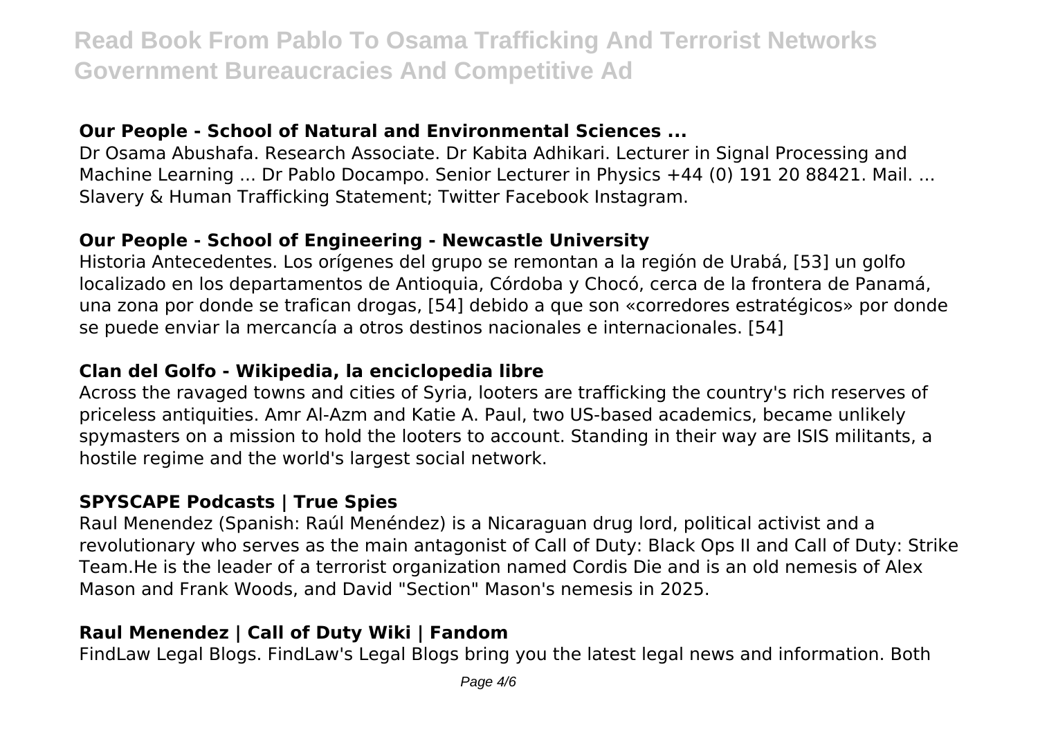### Our People - School of Natural and Environmental Sciences ...

Dr Osama Abushafa. Research Associate. Dr Kabita Adhikari. Lecturer in Signal Processing and Machine Learning ... Dr Pablo Docampo. Senior Lecturer in Physics +44 (0) 191 20 88421. Mail. ... Slavery & Human Trafficking Statement; Twitter Facebook Instagram.

### Our People - School of Engineering - Newcastle University

Historia Antecedentes. Los orígenes del grupo se remontan a la región de Urabá, [53] un golfo localizado en los departamentos de Antioquia, Córdoba y Chocó, cerca de la frontera de Panamá, una zona por donde se trafican drogas, [54] debido a que son «corredores estratégicos» por donde se puede enviar la mercancía a otros destinos nacionales e internacionales. [54]

### Clan del Golfo - Wikipedia, la enciclopedia libre

Across the ravaged towns and cities of Syria, looters are trafficking the country's rich reserves of priceless antiquities. Amr Al-Azm and Katie A. Paul, two US-based academics, became unlikely spymasters on a mission to hold the looters to account. Standing in their way are ISIS militants, a hostile regime and the world's largest social network.

### SPYSCAPE Podcasts | True Spies

Raul Menendez (Spanish: Raúl Menéndez) is a Nicaraguan drug lord, political activist and a revolutionary who serves as the main antagonist of Call of Duty: Black Ops II and Call of Duty: Strike Team.He is the leader of a terrorist organization named Cordis Die and is an old nemesis of Alex Mason and Frank Woods, and David "Section" Mason's nemesis in 2025.

### Raul Menendez | Call of Duty Wiki | Fandom

FindLaw Legal Blogs. FindLaw's Legal Blogs bring you the latest legal news and information. Both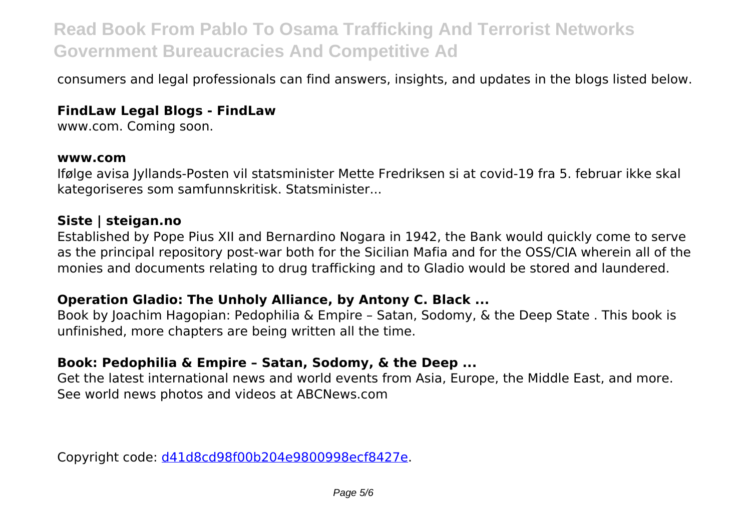consumers and legal professionals can find answers, insights, and updates in the blogs listed below.

**FindLaw Legal Blogs - FindLaw**

www.com. Coming soon.

**www.com**

Ifølge avisa Jyllands-Posten vil statsminister Mette Fredriksen si at covid-19 fra 5. februar ikke skal kategoriseres som samfunnskritisk. Statsminister...

**Siste | steigan.no**

Established by Pope Pius XII and Bernardino Nogara in 1942, the Bank would quickly come to serve as the principal repository post-war both for the Sicilian Mafia and for the OSS/CIA wherein all of the monies and documents relating to drug trafficking and to Gladio would be stored and laundered.

**Operation Gladio: The Unholy Alliance, by Antony C. Black ...**

Book by Joachim Hagopian: Pedophilia & Empire – Satan, Sodomy, & the Deep State . This book is unfinished, more chapters are being written all the time.

**Book: Pedophilia & Empire – Satan, Sodomy, & the Deep ...**

Get the latest international news and world events from Asia, Europe, the Middle East, and more. See world news photos and videos at ABCNews.com

Copyright code: d41d8cd98f00b204e9800998ecf8427e.